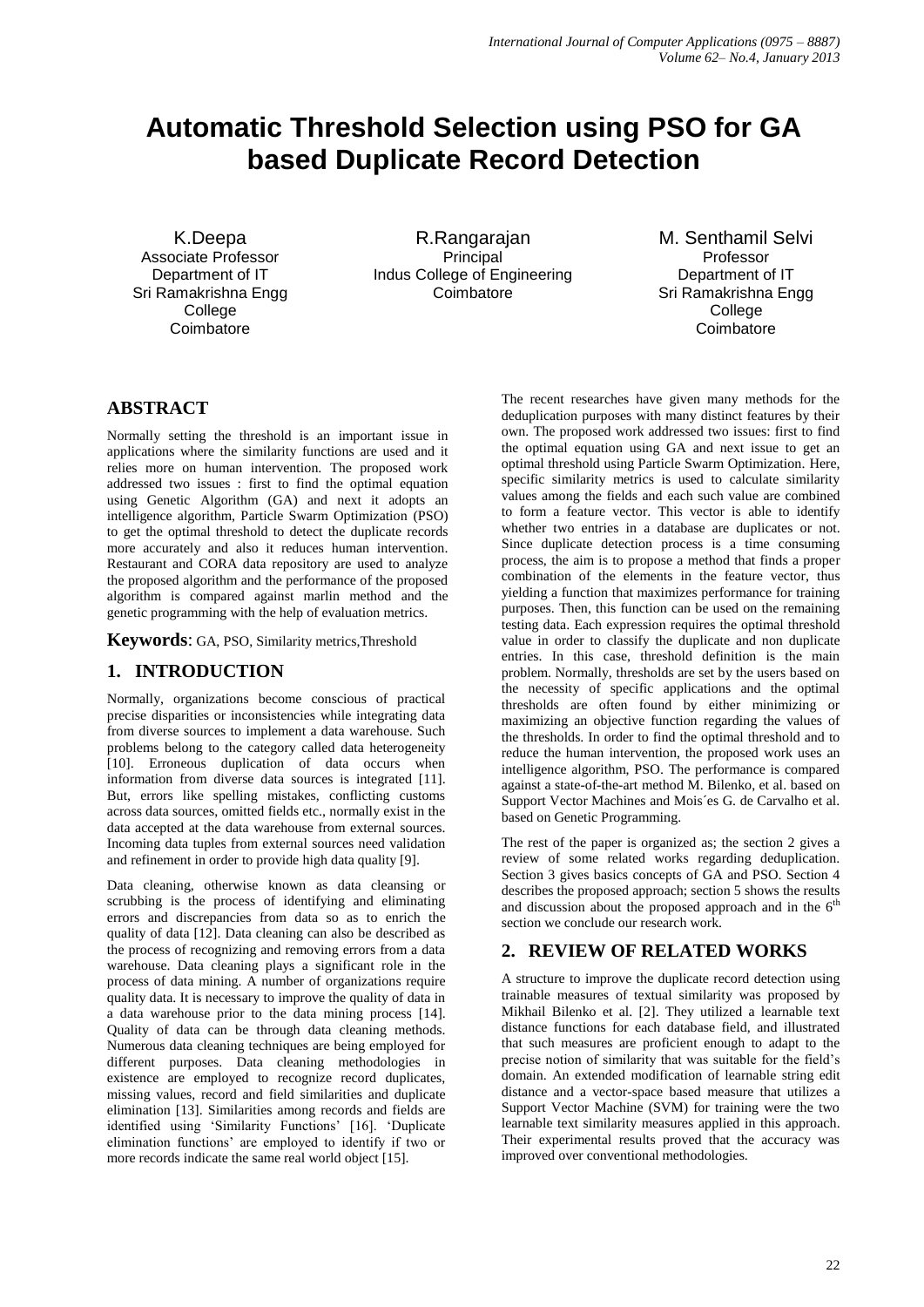# Automatic Threshold Selection using PSO for GA based Duplicate Record Detection

K.Deepa
Associate Professor
Department of IT
Sri Ramakrishna Engg College
Coimbatore

R.Rangarajan
Principal
Indus College of Engineering
Coimbatore

M. Senthamil Selvi
Professor
Department of IT
Sri Ramakrishna Engg College
Coimbatore

## ABSTRACT

Normally setting the threshold is an important issue in applications where the similarity functions are used and it relies more on human intervention. The proposed work addressed two issues : first to find the optimal equation using Genetic Algorithm (GA) and next it adopts an intelligence algorithm, Particle Swarm Optimization (PSO) to get the optimal threshold to detect the duplicate records more accurately and also it reduces human intervention. Restaurant and CORA data repository are used to analyze the proposed algorithm and the performance of the proposed algorithm is compared against marlin method and the genetic programming with the help of evaluation metrics.

**Keywords**: GA, PSO, Similarity metrics,Threshold

## 1. INTRODUCTION

Normally, organizations become conscious of practical precise disparities or inconsistencies while integrating data from diverse sources to implement a data warehouse. Such problems belong to the category called data heterogeneity [10]. Erroneous duplication of data occurs when information from diverse data sources is integrated [11]. But, errors like spelling mistakes, conflicting customs across data sources, omitted fields etc., normally exist in the data accepted at the data warehouse from external sources. Incoming data tuples from external sources need validation and refinement in order to provide high data quality [9].

Data cleaning, otherwise known as data cleansing or scrubbing is the process of identifying and eliminating errors and discrepancies from data so as to enrich the quality of data [12]. Data cleaning can also be described as the process of recognizing and removing errors from a data warehouse. Data cleaning plays a significant role in the process of data mining. A number of organizations require quality data. It is necessary to improve the quality of data in a data warehouse prior to the data mining process [14]. Quality of data can be through data cleaning methods. Numerous data cleaning techniques are being employed for different purposes. Data cleaning methodologies in existence are employed to recognize record duplicates, missing values, record and field similarities and duplicate elimination [13]. Similarities among records and fields are identified using 'Similarity Functions' [16]. 'Duplicate elimination functions' are employed to identify if two or more records indicate the same real world object [15].

The recent researches have given many methods for the deduplication purposes with many distinct features by their own. The proposed work addressed two issues: first to find the optimal equation using GA and next issue to get an optimal threshold using Particle Swarm Optimization. Here, specific similarity metrics is used to calculate similarity values among the fields and each such value are combined to form a feature vector. This vector is able to identify whether two entries in a database are duplicates or not. Since duplicate detection process is a time consuming process, the aim is to propose a method that finds a proper combination of the elements in the feature vector, thus yielding a function that maximizes performance for training purposes. Then, this function can be used on the remaining testing data. Each expression requires the optimal threshold value in order to classify the duplicate and non duplicate entries. In this case, threshold definition is the main problem. Normally, thresholds are set by the users based on the necessity of specific applications and the optimal thresholds are often found by either minimizing or maximizing an objective function regarding the values of the thresholds. In order to find the optimal threshold and to reduce the human intervention, the proposed work uses an intelligence algorithm, PSO. The performance is compared against a state-of-the-art method M. Bilenko, et al. based on Support Vector Machines and Mois´es G. de Carvalho et al. based on Genetic Programming.

The rest of the paper is organized as; the section 2 gives a review of some related works regarding deduplication. Section 3 gives basics concepts of GA and PSO. Section 4 describes the proposed approach; section 5 shows the results and discussion about the proposed approach and in the 6th section we conclude our research work.

## 2. REVIEW OF RELATED WORKS

A structure to improve the duplicate record detection using trainable measures of textual similarity was proposed by Mikhail Bilenko et al. [2]. They utilized a learnable text distance functions for each database field, and illustrated that such measures are proficient enough to adapt to the precise notion of similarity that was suitable for the field's domain. An extended modification of learnable string edit distance and a vector-space based measure that utilizes a Support Vector Machine (SVM) for training were the two learnable text similarity measures applied in this approach. Their experimental results proved that the accuracy was improved over conventional methodologies.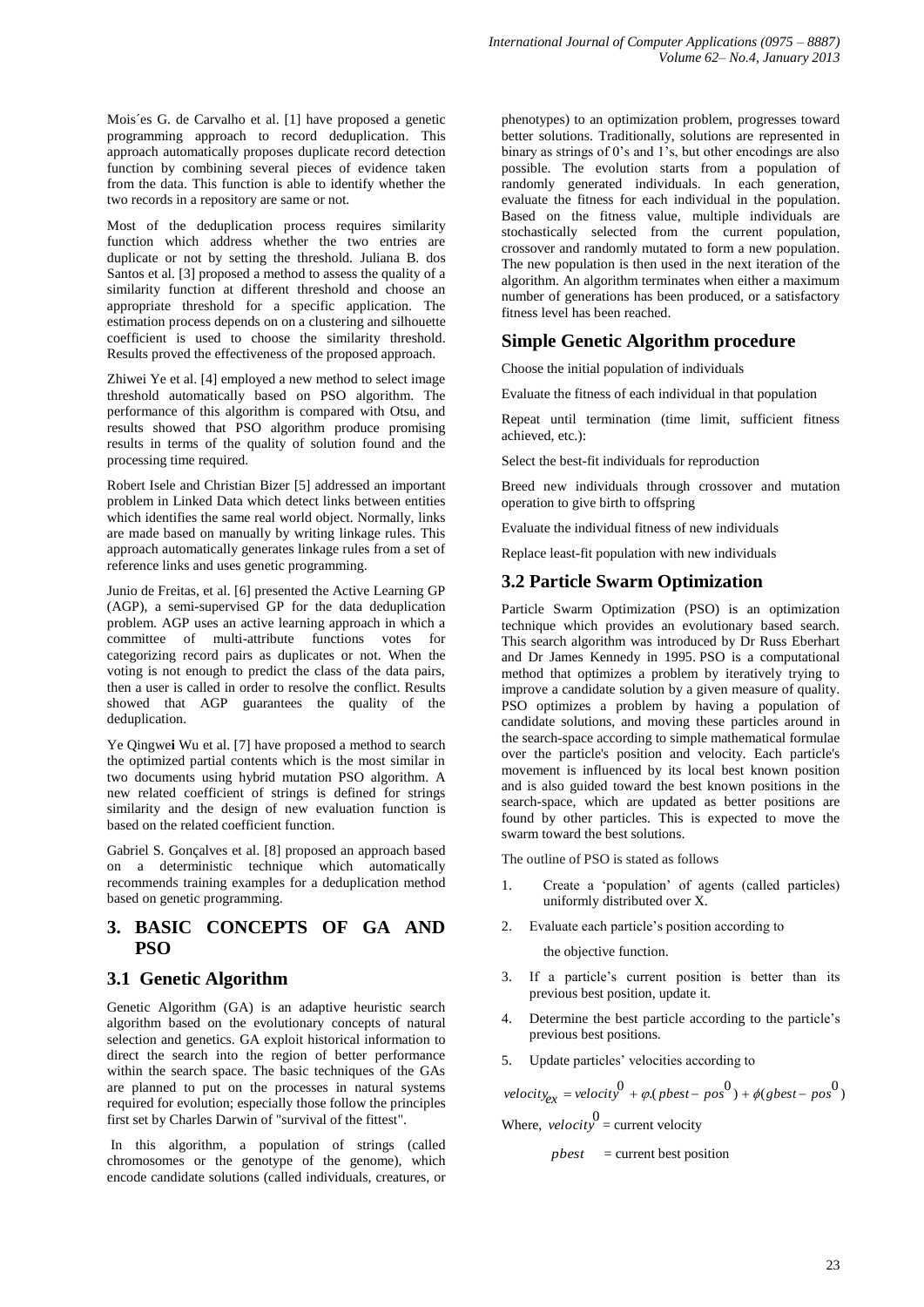Mois´es G. de Carvalho et al. [1] have proposed a genetic programming approach to record deduplication. This approach automatically proposes duplicate record detection function by combining several pieces of evidence taken from the data. This function is able to identify whether the two records in a repository are same or not.

Most of the deduplication process requires similarity function which address whether the two entries are duplicate or not by setting the threshold. Juliana B. dos Santos et al. [3] proposed a method to assess the quality of a similarity function at different threshold and choose an appropriate threshold for a specific application. The estimation process depends on on a clustering and silhouette coefficient is used to choose the similarity threshold. Results proved the effectiveness of the proposed approach.

Zhiwei Ye et al. [4] employed a new method to select image threshold automatically based on PSO algorithm. The performance of this algorithm is compared with Otsu, and results showed that PSO algorithm produce promising results in terms of the quality of solution found and the processing time required.

Robert Isele and Christian Bizer [5] addressed an important problem in Linked Data which detect links between entities which identifies the same real world object. Normally, links are made based on manually by writing linkage rules. This approach automatically generates linkage rules from a set of reference links and uses genetic programming.

Junio de Freitas, et al. [6] presented the Active Learning GP (AGP), a semi-supervised GP for the data deduplication problem. AGP uses an active learning approach in which a committee of multi-attribute functions votes for categorizing record pairs as duplicates or not. When the voting is not enough to predict the class of the data pairs, then a user is called in order to resolve the conflict. Results showed that AGP guarantees the quality of the deduplication.

Ye Qingwei Wu et al. [7] have proposed a method to search the optimized partial contents which is the most similar in two documents using hybrid mutation PSO algorithm. A new related coefficient of strings is defined for strings similarity and the design of new evaluation function is based on the related coefficient function.

Gabriel S. Gonçalves et al. [8] proposed an approach based on a deterministic technique which automatically recommends training examples for a deduplication method based on genetic programming.

## 3. BASIC CONCEPTS OF GA AND PSO

### 3.1 Genetic Algorithm

Genetic Algorithm (GA) is an adaptive heuristic search algorithm based on the evolutionary concepts of natural selection and genetics. GA exploit historical information to direct the search into the region of better performance within the search space. The basic techniques of the GAs are planned to put on the processes in natural systems required for evolution; especially those follow the principles first set by Charles Darwin of "survival of the fittest".

In this algorithm, a population of strings (called chromosomes or the genotype of the genome), which encode candidate solutions (called individuals, creatures, or phenotypes) to an optimization problem, progresses toward better solutions. Traditionally, solutions are represented in binary as strings of 0's and 1's, but other encodings are also possible. The evolution starts from a population of randomly generated individuals. In each generation, evaluate the fitness for each individual in the population. Based on the fitness value, multiple individuals are stochastically selected from the current population, crossover and randomly mutated to form a new population. The new population is then used in the next iteration of the algorithm. An algorithm terminates when either a maximum number of generations has been produced, or a satisfactory fitness level has been reached.

### Simple Genetic Algorithm procedure

Choose the initial population of individuals

Evaluate the fitness of each individual in that population

Repeat until termination (time limit, sufficient fitness achieved, etc.):

Select the best-fit individuals for reproduction

Breed new individuals through crossover and mutation operation to give birth to offspring

Evaluate the individual fitness of new individuals

Replace least-fit population with new individuals

### 3.2 Particle Swarm Optimization

Particle Swarm Optimization (PSO) is an optimization technique which provides an evolutionary based search. This search algorithm was introduced by Dr Russ Eberhart and Dr James Kennedy in 1995. PSO is a computational method that optimizes a problem by iteratively trying to improve a candidate solution by a given measure of quality. PSO optimizes a problem by having a population of candidate solutions, and moving these particles around in the search-space according to simple mathematical formulae over the particle's position and velocity. Each particle's movement is influenced by its local best known position and is also guided toward the best known positions in the search-space, which are updated as better positions are found by other particles. This is expected to move the swarm toward the best solutions.

The outline of PSO is stated as follows

1. Create a 'population' of agents (called particles) uniformly distributed over X.
2. Evaluate each particle's position according to the objective function.
3. If a particle's current position is better than its previous best position, update it.
4. Determine the best particle according to the particle's previous best positions.
5. Update particles' velocities according to

$$velocity_{ex} = velocity^{0} + \varphi.(pbest - pos^{0}) + \phi(gbest - pos^{0})$$

Where, $velocity^{0}$ = current velocity

$pbest$ = current best position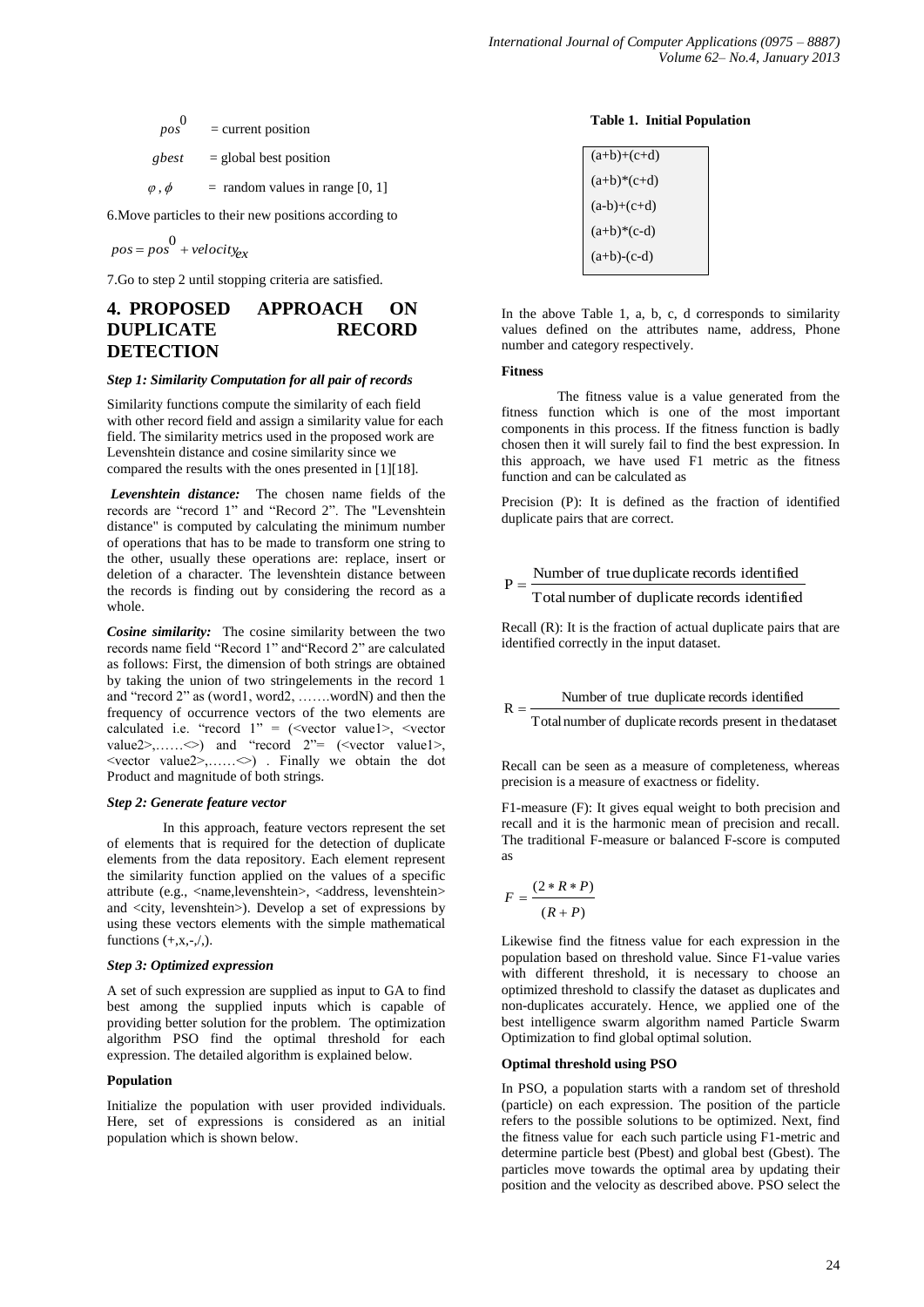$pos^0$ = current position

$gbest$ = global best position

$\varphi, \phi$ = random values in range [0, 1]

6.Move particles to their new positions according to

$$pos = pos^0 + velocity_{ex}$$

7.Go to step 2 until stopping criteria are satisfied.

## 4. PROPOSED APPROACH ON DUPLICATE RECORD DETECTION

***Step 1: Similarity Computation for all pair of records***

Similarity functions compute the similarity of each field with other record field and assign a similarity value for each field. The similarity metrics used in the proposed work are Levenshtein distance and cosine similarity since we compared the results with the ones presented in [1][18].

***Levenshtein distance:*** The chosen name fields of the records are "record 1" and "Record 2". The "Levenshtein distance" is computed by calculating the minimum number of operations that has to be made to transform one string to the other, usually these operations are: replace, insert or deletion of a character. The levenshtein distance between the records is finding out by considering the record as a whole.

***Cosine similarity:*** The cosine similarity between the two records name field "Record 1" and"Record 2" are calculated as follows: First, the dimension of both strings are obtained by taking the union of two stringelements in the record 1 and "record 2" as (word1, word2, …….wordN) and then the frequency of occurrence vectors of the two elements are calculated i.e. "record 1" = (<vector value1>, <vector value2>,……<>) and "record 2"= (<vector value1>, <vector value2>,……<>) . Finally we obtain the dot Product and magnitude of both strings.

***Step 2: Generate feature vector***

In this approach, feature vectors represent the set of elements that is required for the detection of duplicate elements from the data repository. Each element represent the similarity function applied on the values of a specific attribute (e.g., <name,levenshtein>, <address, levenshtein> and <city, levenshtein>). Develop a set of expressions by using these vectors elements with the simple mathematical functions (+,x,-,/,).

***Step 3: Optimized expression***

A set of such expression are supplied as input to GA to find best among the supplied inputs which is capable of providing better solution for the problem. The optimization algorithm PSO find the optimal threshold for each expression. The detailed algorithm is explained below.

**Population**

Initialize the population with user provided individuals. Here, set of expressions is considered as an initial population which is shown below.

**Table 1. Initial Population**

| |
|---|
| (a+b)+(c+d) |
| (a+b)*(c+d) |
| (a-b)+(c+d) |
| (a+b)*(c-d) |
| (a+b)-(c-d) |

In the above Table 1, a, b, c, d corresponds to similarity values defined on the attributes name, address, Phone number and category respectively.

**Fitness**

The fitness value is a value generated from the fitness function which is one of the most important components in this process. If the fitness function is badly chosen then it will surely fail to find the best expression. In this approach, we have used F1 metric as the fitness function and can be calculated as

Precision (P): It is defined as the fraction of identified duplicate pairs that are correct.

$$P = \frac{\text{Number of true duplicate records identified}}{\text{Total number of duplicate records identified}}$$

Recall (R): It is the fraction of actual duplicate pairs that are identified correctly in the input dataset.

$$R = \frac{\text{Number of true duplicate records identified}}{\text{Total number of duplicate records present in the dataset}}$$

Recall can be seen as a measure of completeness, whereas precision is a measure of exactness or fidelity.

F1-measure (F): It gives equal weight to both precision and recall and it is the harmonic mean of precision and recall. The traditional F-measure or balanced F-score is computed as

$$F = \frac{(2 * R * P)}{(R + P)}$$

Likewise find the fitness value for each expression in the population based on threshold value. Since F1-value varies with different threshold, it is necessary to choose an optimized threshold to classify the dataset as duplicates and non-duplicates accurately. Hence, we applied one of the best intelligence swarm algorithm named Particle Swarm Optimization to find global optimal solution.

**Optimal threshold using PSO**

In PSO, a population starts with a random set of threshold (particle) on each expression. The position of the particle refers to the possible solutions to be optimized. Next, find the fitness value for each such particle using F1-metric and determine particle best (Pbest) and global best (Gbest). The particles move towards the optimal area by updating their position and the velocity as described above. PSO select the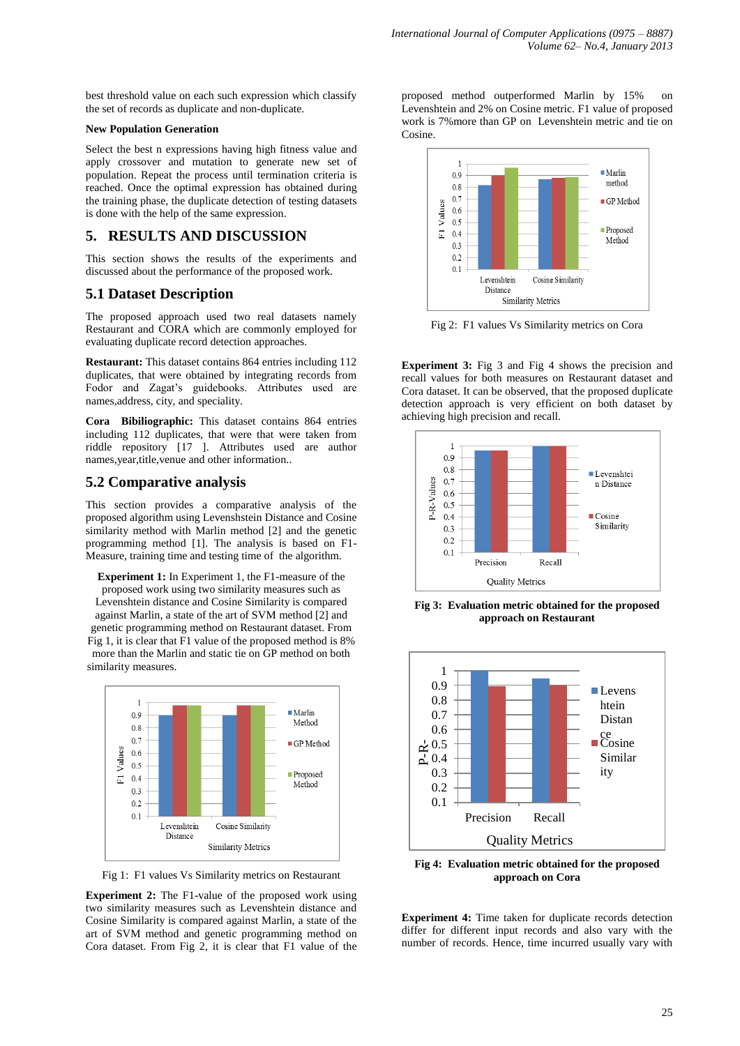best threshold value on each such expression which classify the set of records as duplicate and non-duplicate.

**New Population Generation**

Select the best n expressions having high fitness value and apply crossover and mutation to generate new set of population. Repeat the process until termination criteria is reached. Once the optimal expression has obtained during the training phase, the duplicate detection of testing datasets is done with the help of the same expression.

## 5. RESULTS AND DISCUSSION

This section shows the results of the experiments and discussed about the performance of the proposed work.

## 5.1 Dataset Description

The proposed approach used two real datasets namely Restaurant and CORA which are commonly employed for evaluating duplicate record detection approaches.

**Restaurant:** This dataset contains 864 entries including 112 duplicates, that were obtained by integrating records from Fodor and Zagat's guidebooks. Attributes used are names,address, city, and speciality.

**Cora Bibiliographic:** This dataset contains 864 entries including 112 duplicates, that were obtained by integrating records from riddle repository [17 ]. Attributes used are author names,year,title,venue and other information..

## 5.2 Comparative analysis

This section provides a comparative analysis of the proposed algorithm using Levenshstein Distance and Cosine similarity method with Marlin method [2] and the genetic programming method [1]. The analysis is based on F1-Measure, training time and testing time of the algorithm.

**Experiment 1:** In Experiment 1, the F1-measure of the proposed work using two similarity measures such as Levenshtein distance and Cosine Similarity is compared against Marlin, a state of the art of SVM method [2] and genetic programming method on Restaurant dataset. From Fig 1, it is clear that F1 value of the proposed method is 8% more than the Marlin and static tie on GP method on both similarity measures.

Fig 1: F1 values Vs Similarity metrics on Restaurant

**Experiment 2:** The F1-value of the proposed work using two similarity measures such as Levenshtein distance and Cosine Similarity is compared against Marlin, a state of the art of SVM method and genetic programming method on Cora dataset. From Fig 2, it is clear that F1 value of the proposed method outperformed Marlin by 15% on Levenshtein and 2% on Cosine metric. F1 value of proposed work is 7%more than GP on Levenshtein metric and tie on Cosine.

Fig 2: F1 values Vs Similarity metrics on Cora

**Experiment 3:** Fig 3 and Fig 4 shows the precision and recall values for both measures on Restaurant dataset and Cora dataset. It can be observed, that the proposed duplicate detection approach is very efficient on both dataset by achieving high precision and recall.

**Fig 3: Evaluation metric obtained for the proposed approach on Restaurant**

**Fig 4: Evaluation metric obtained for the proposed approach on Cora**

**Experiment 4:** Time taken for duplicate records detection differ for different input records and also vary with the number of records. Hence, time incurred usually vary with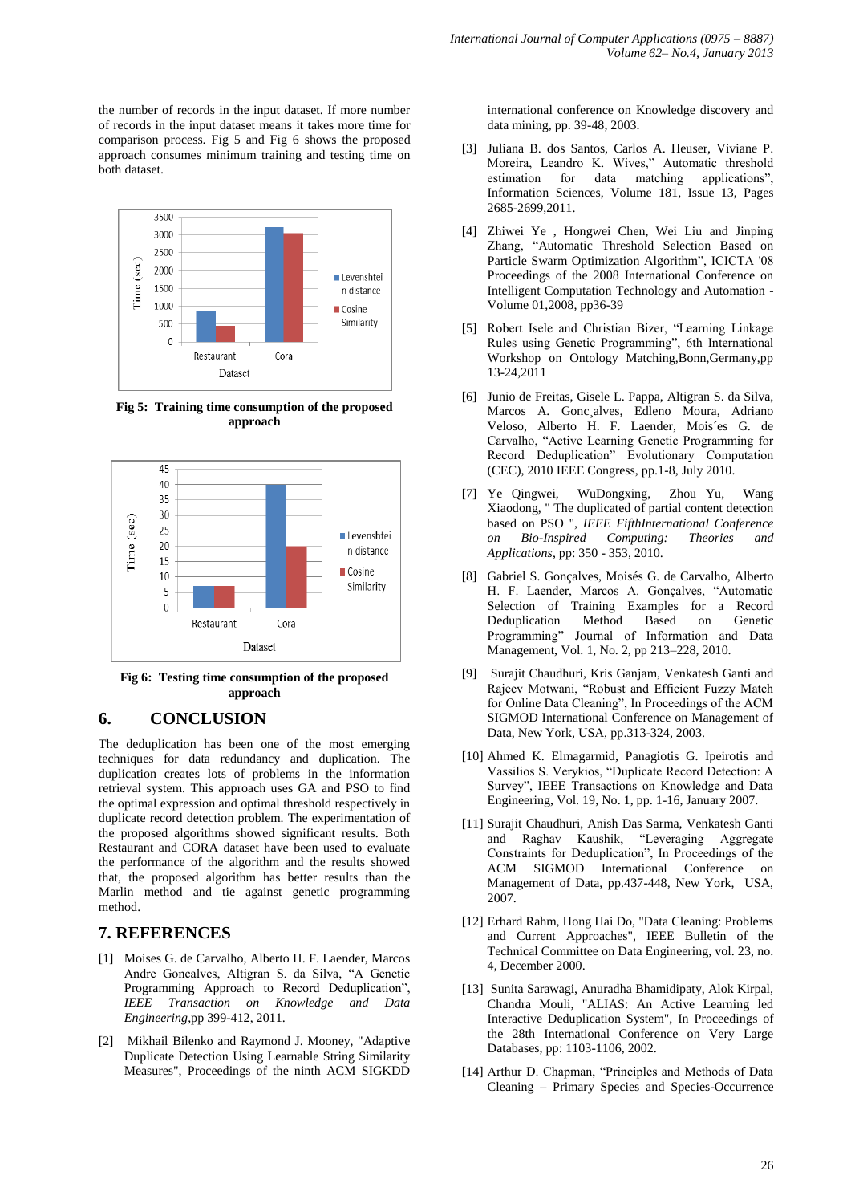the number of records in the input dataset. If more number of records in the input dataset means it takes more time for comparison process. Fig 5 and Fig 6 shows the proposed approach consumes minimum training and testing time on both dataset.

**Fig 5: Training time consumption of the proposed approach**

**Fig 6: Testing time consumption of the proposed approach**

## 6. CONCLUSION

The deduplication has been one of the most emerging techniques for data redundancy and duplication. The duplication creates lots of problems in the information retrieval system. This approach uses GA and PSO to find the optimal expression and optimal threshold respectively in duplicate record detection problem. The experimentation of the proposed algorithms showed significant results. Both Restaurant and CORA dataset have been used to evaluate the performance of the algorithm and the results showed that, the proposed algorithm has better results than the Marlin method and tie against genetic programming method.

## 7. REFERENCES

[1] Moises G. de Carvalho, Alberto H. F. Laender, Marcos Andre Goncalves, Altigran S. da Silva, "A Genetic Programming Approach to Record Deduplication", *IEEE Transaction on Knowledge and Data Engineering*,pp 399-412, 2011.

[2] Mikhail Bilenko and Raymond J. Mooney, "Adaptive Duplicate Detection Using Learnable String Similarity Measures", Proceedings of the ninth ACM SIGKDD international conference on Knowledge discovery and data mining, pp. 39-48, 2003.

[3] Juliana B. dos Santos, Carlos A. Heuser, Viviane P. Moreira, Leandro K. Wives," Automatic threshold estimation for data matching applications", Information Sciences, Volume 181, Issue 13, Pages 2685-2699,2011.

[4] Zhiwei Ye , Hongwei Chen, Wei Liu and Jinping Zhang, "Automatic Threshold Selection Based on Particle Swarm Optimization Algorithm", ICICTA '08 Proceedings of the 2008 International Conference on Intelligent Computation Technology and Automation - Volume 01,2008, pp36-39

[5] Robert Isele and Christian Bizer, "Learning Linkage Rules using Genetic Programming", 6th International Workshop on Ontology Matching,Bonn,Germany,pp 13-24,2011

[6] Junio de Freitas, Gisele L. Pappa, Altigran S. da Silva, Marcos A. Gonc¸alves, Edleno Moura, Adriano Veloso, Alberto H. F. Laender, Mois´es G. de Carvalho, "Active Learning Genetic Programming for Record Deduplication" Evolutionary Computation (CEC), 2010 IEEE Congress, pp.1-8, July 2010.

[7] Ye Qingwei, WuDongxing, Zhou Yu, Wang Xiaodong, " The duplicated of partial content detection based on PSO ", *IEEE FifthInternational Conference on Bio-Inspired Computing: Theories and Applications*, pp: 350 - 353, 2010.

[8] Gabriel S. Gonçalves, Moisés G. de Carvalho, Alberto H. F. Laender, Marcos A. Gonçalves, "Automatic Selection of Training Examples for a Record Deduplication Method Based on Genetic Programming" Journal of Information and Data Management, Vol. 1, No. 2, pp 213–228, 2010.

[9] Surajit Chaudhuri, Kris Ganjam, Venkatesh Ganti and Rajeev Motwani, "Robust and Efficient Fuzzy Match for Online Data Cleaning", In Proceedings of the ACM SIGMOD International Conference on Management of Data, New York, USA, pp.313-324, 2003.

[10] Ahmed K. Elmagarmid, Panagiotis G. Ipeirotis and Vassilios S. Verykios, "Duplicate Record Detection: A Survey", IEEE Transactions on Knowledge and Data Engineering, Vol. 19, No. 1, pp. 1-16, January 2007.

[11] Surajit Chaudhuri, Anish Das Sarma, Venkatesh Ganti and Raghav Kaushik, "Leveraging Aggregate Constraints for Deduplication", In Proceedings of the ACM SIGMOD International Conference on Management of Data, pp.437-448, New York, USA, 2007.

[12] Erhard Rahm, Hong Hai Do, "Data Cleaning: Problems and Current Approaches", IEEE Bulletin of the Technical Committee on Data Engineering, vol. 23, no. 4, December 2000.

[13] Sunita Sarawagi, Anuradha Bhamidipaty, Alok Kirpal, Chandra Mouli, "ALIAS: An Active Learning led Interactive Deduplication System", In Proceedings of the 28th International Conference on Very Large Databases, pp: 1103-1106, 2002.

[14] Arthur D. Chapman, "Principles and Methods of Data Cleaning – Primary Species and Species-Occurrence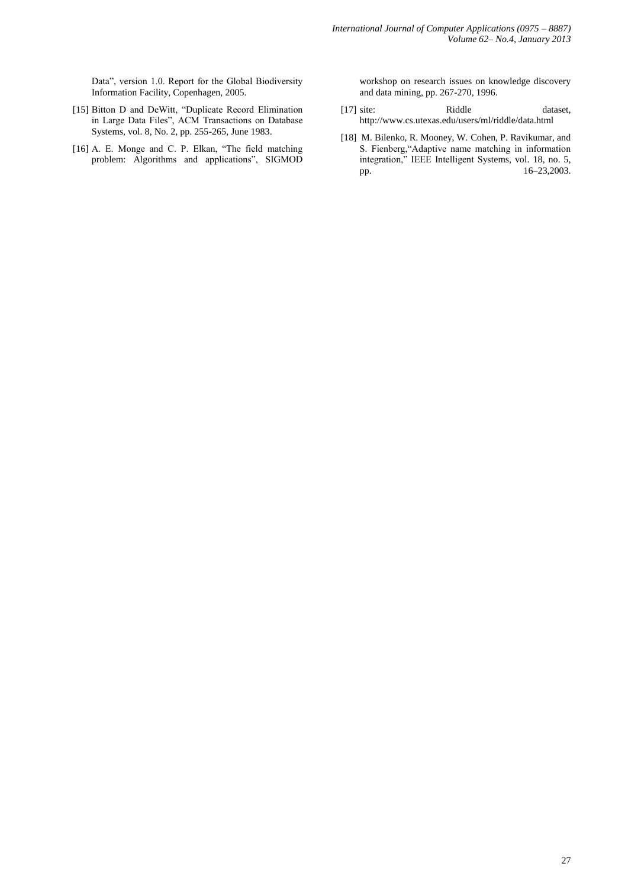Data", version 1.0. Report for the Global Biodiversity Information Facility, Copenhagen, 2005.

[15] Bitton D and DeWitt, "Duplicate Record Elimination in Large Data Files", ACM Transactions on Database Systems, vol. 8, No. 2, pp. 255-265, June 1983.

[16] A. E. Monge and C. P. Elkan, "The field matching problem: Algorithms and applications", SIGMOD workshop on research issues on knowledge discovery and data mining, pp. 267-270, 1996.

[17] site: Riddle dataset, http://www.cs.utexas.edu/users/ml/riddle/data.html

[18] M. Bilenko, R. Mooney, W. Cohen, P. Ravikumar, and S. Fienberg,"Adaptive name matching in information integration," IEEE Intelligent Systems, vol. 18, no. 5, pp. 16–23,2003.